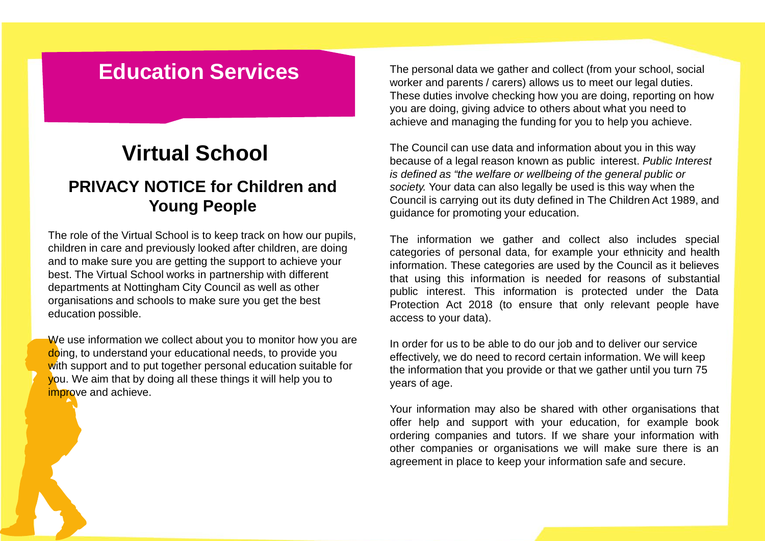# Education Services

## Virtual School

### PRIVACY NOTICE for Children and Young People

The role of the Virtual School is to keep track on how our pupils, children in care and previously looked after children, are doing and to make sure you are getting the support to achieve your best. The Virtual School works in partnership with different departments at Nottingham City Council as well as other organisations and schools to make sure you get the best education possible.

We use information we collect about you to monitor how you are doing, to understand your educational needs, to provide you with support and to put together personal education suitable for you. We aim that by doing all these things it will help you to improve and achieve.

The personal data we gather and collect (from your school, social worker and parents / carers) allows us to meet our legal duties. These duties involve checking how you are doing, reporting on how you are doing, giving advice to others about what you need to achieve and managing the funding for you to help you achieve.

The Council can use data and information about you in this way because of a legal reason known as public interest. *Public Interest is defined as "the welfare or wellbeing of the general public or society.* Your data can also legally be used is this way when the Council is carrying out its duty defined in The Children Act 1989, and guidance for promoting your education.

The information we gather and collect also includes special categories of personal data, for example your ethnicity and health information. These categories are used by the Council as it believes that using this information is needed for reasons of substantial public interest. This information is protected under the Data Protection Act 2018 (to ensure that only relevant people have access to your data).

In order for us to be able to do our job and to deliver our service effectively, we do need to record certain information. We will keep the information that you provide or that we gather until you turn 75 years of age.

Your information may also be shared with other organisations that offer help and support with your education, for example book ordering companies and tutors. If we share your information with other companies or organisations we will make sure there is an agreement in place to keep your information safe and secure.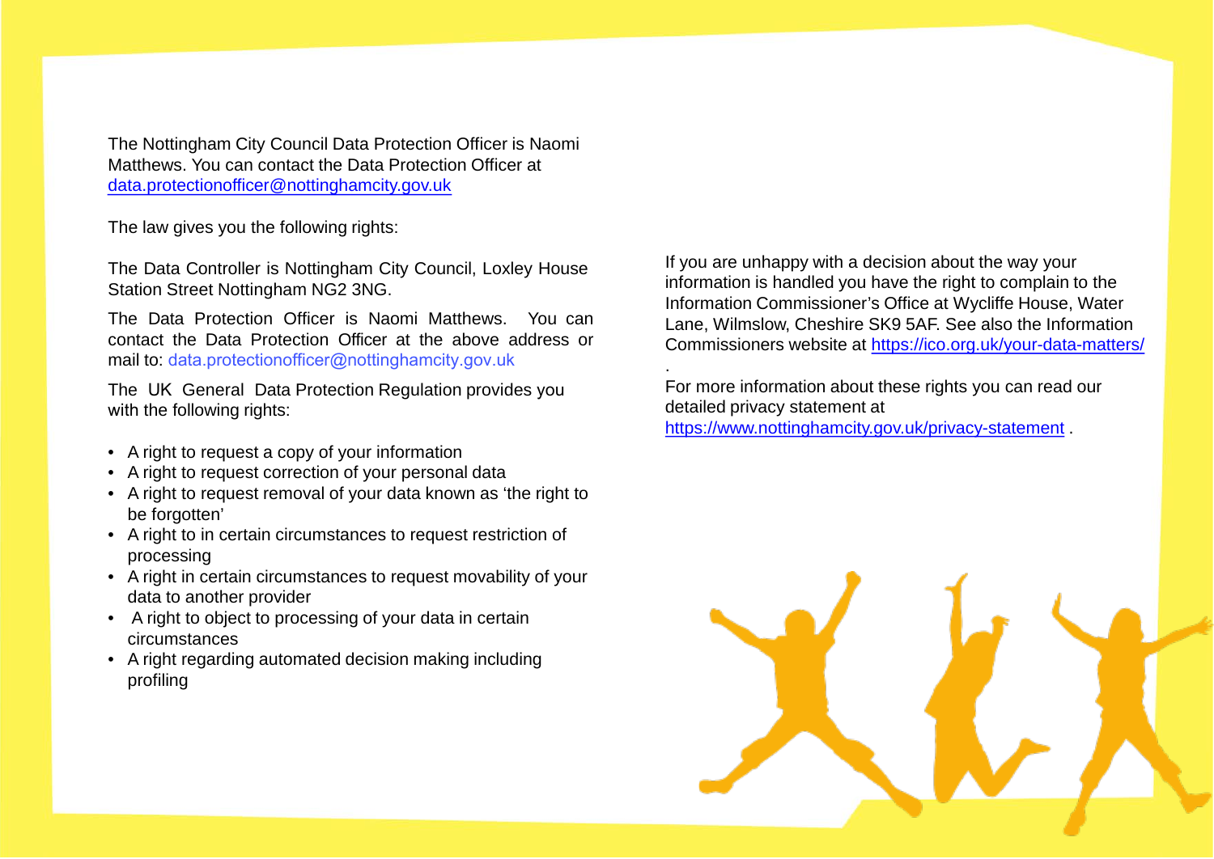The Nottingham City Council Data Protection Officer is Naomi Matthews. You can contact the Data Protection Officer at [data.protectionofficer@nottinghamcity.gov.uk](mailto:data.protectionofficer@nottinghamcity.gov.uk)

The law gives you the following rights:

The Data Controller is Nottingham City Council, Loxley House Station Street Nottingham NG2 3NG.

The Data Protection Officer is Naomi Matthews. You can contact the Data Protection Officer at the above address or mail to: data.protectionofficer@nottinghamcity.gov.uk

The UK General Data Protection Regulation provides you with the following rights:

- A right to request a copy of your information
- A right to request correction of your personal data
- A right to request removal of your data known as 'the right to be forgotten'
- A right to in certain circumstances to request restriction of processing
- A right in certain circumstances to request movability of your data to another provider
- A right to object to processing of your data in certain circumstances
- A right regarding automated decision making including profiling

If you are unhappy with a decision about the way your information is handled you have the right to complain to the Information Commissioner's Office at Wycliffe House, Water Lane, Wilmslow, Cheshire SK9 5AF. See also the Information Commissioners website at [https://ico.org.uk/your-data-matters/](https://ico.org.uk/your-data-matters/)

For more information about these rights you can read our detailed privacy statement at [https://www.nottinghamcity.gov.uk/privacy-statement](https://www.nottinghamcity.gov.uk/privacy-statement) .